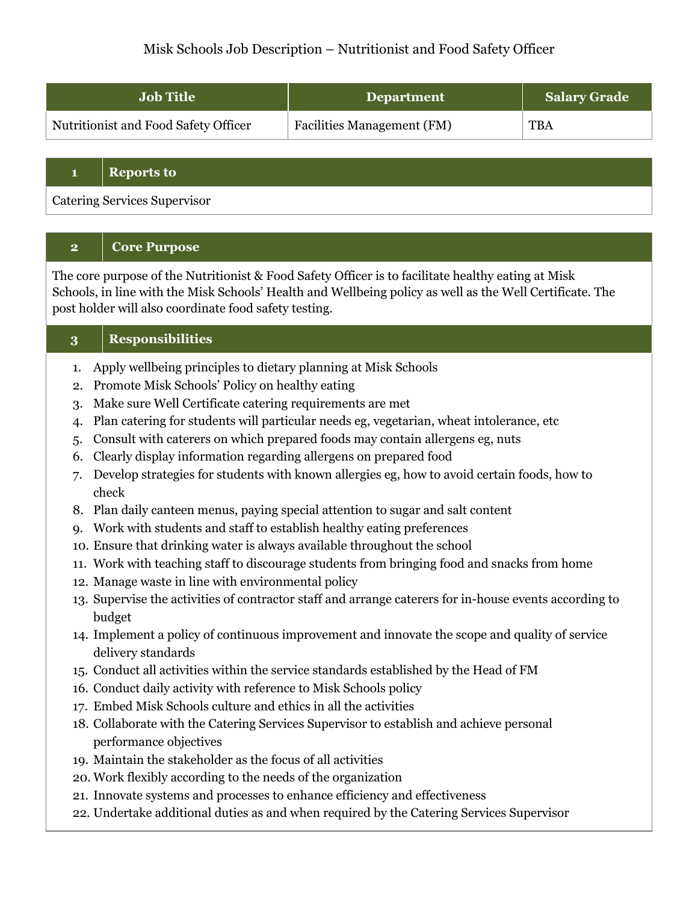# Misk Schools Job Description – Nutritionist and Food Safety Officer

| Job Title | Department | Salary Grade |
| --- | --- | --- |
| Nutritionist and Food Safety Officer | Facilities Management (FM) | TBA |

## 1 Reports to

Catering Services Supervisor

## 2 Core Purpose

The core purpose of the Nutritionist & Food Safety Officer is to facilitate healthy eating at Misk Schools, in line with the Misk Schools' Health and Wellbeing policy as well as the Well Certificate. The post holder will also coordinate food safety testing.

## 3 Responsibilities

1. Apply wellbeing principles to dietary planning at Misk Schools
2. Promote Misk Schools' Policy on healthy eating
3. Make sure Well Certificate catering requirements are met
4. Plan catering for students will particular needs eg, vegetarian, wheat intolerance, etc
5. Consult with caterers on which prepared foods may contain allergens eg, nuts
6. Clearly display information regarding allergens on prepared food
7. Develop strategies for students with known allergies eg, how to avoid certain foods, how to check
8. Plan daily canteen menus, paying special attention to sugar and salt content
9. Work with students and staff to establish healthy eating preferences
10. Ensure that drinking water is always available throughout the school
11. Work with teaching staff to discourage students from bringing food and snacks from home
12. Manage waste in line with environmental policy
13. Supervise the activities of contractor staff and arrange caterers for in-house events according to budget
14. Implement a policy of continuous improvement and innovate the scope and quality of service delivery standards
15. Conduct all activities within the service standards established by the Head of FM
16. Conduct daily activity with reference to Misk Schools policy
17. Embed Misk Schools culture and ethics in all the activities
18. Collaborate with the Catering Services Supervisor to establish and achieve personal performance objectives
19. Maintain the stakeholder as the focus of all activities
20. Work flexibly according to the needs of the organization
21. Innovate systems and processes to enhance efficiency and effectiveness
22. Undertake additional duties as and when required by the Catering Services Supervisor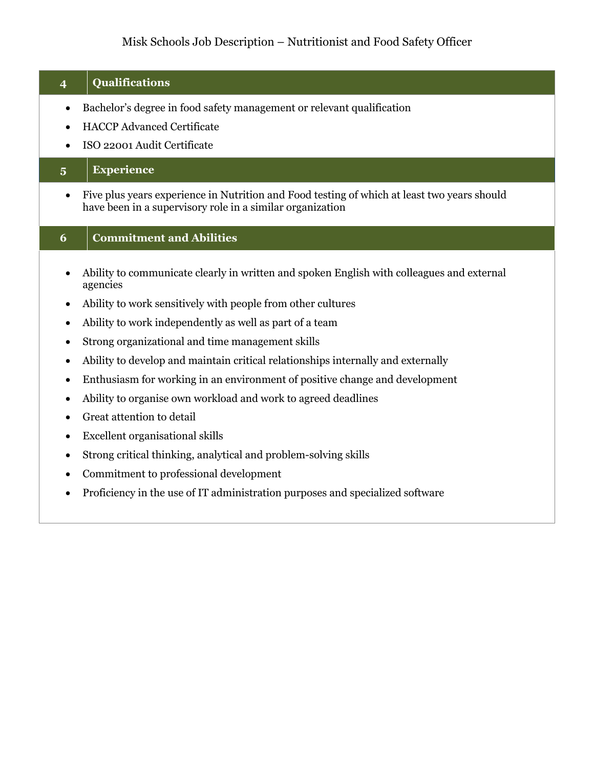## 4 Qualifications

- Bachelor's degree in food safety management or relevant qualification
- HACCP Advanced Certificate
- ISO 22001 Audit Certificate

## 5 Experience

- Five plus years experience in Nutrition and Food testing of which at least two years should have been in a supervisory role in a similar organization

## 6 Commitment and Abilities

- Ability to communicate clearly in written and spoken English with colleagues and external agencies
- Ability to work sensitively with people from other cultures
- Ability to work independently as well as part of a team
- Strong organizational and time management skills
- Ability to develop and maintain critical relationships internally and externally
- Enthusiasm for working in an environment of positive change and development
- Ability to organise own workload and work to agreed deadlines
- Great attention to detail
- Excellent organisational skills
- Strong critical thinking, analytical and problem-solving skills
- Commitment to professional development
- Proficiency in the use of IT administration purposes and specialized software